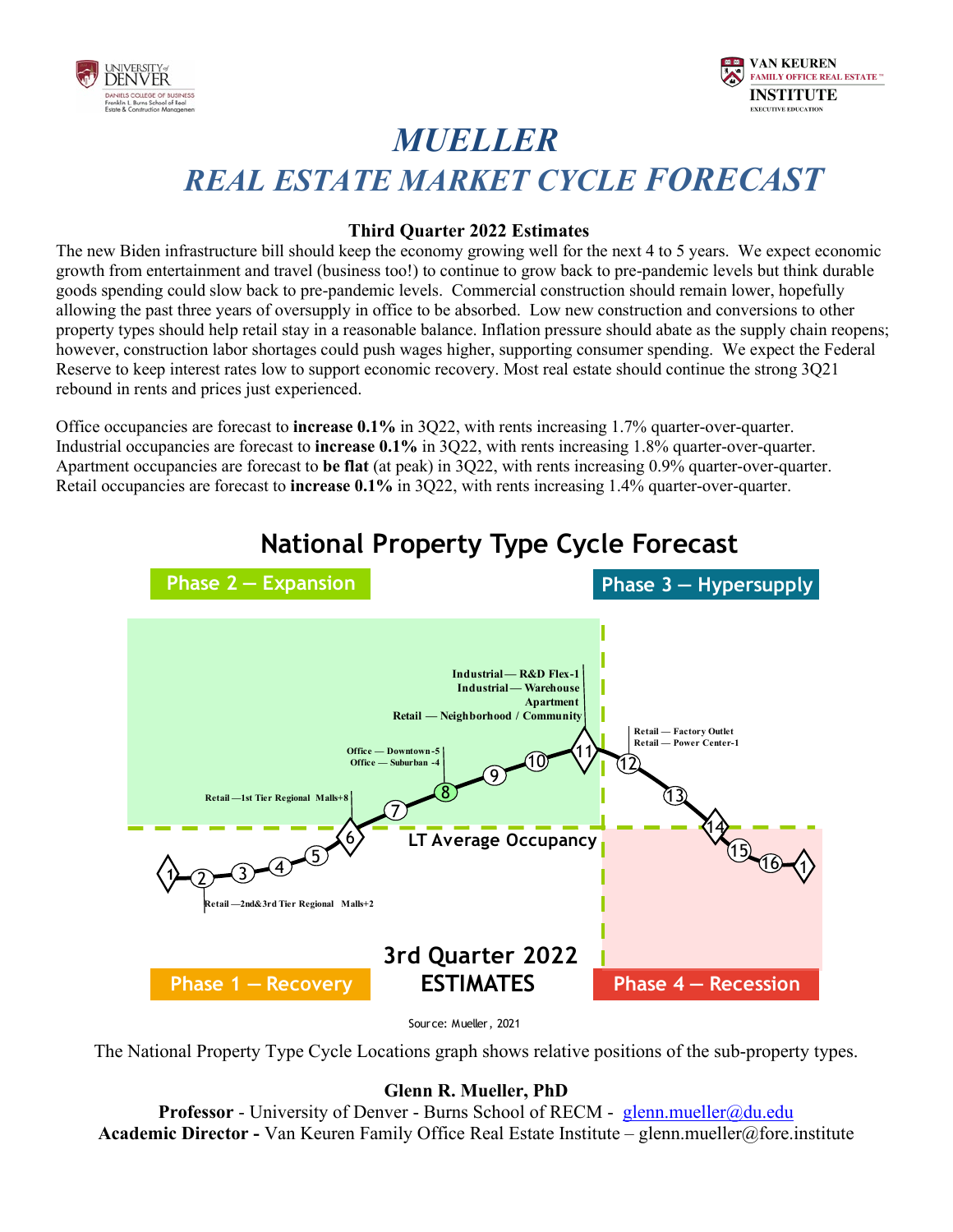# MUELLER

# REAL ESTATE MARKET CYCLE FORECAST

**Third Quarter 2022 Estimates**

The new Biden infrastructure bill should keep the economy growing well for the next 4 to 5 years. We expect economic growth from entertainment and travel (business too!) to continue to grow back to pre-pandemic levels but think durable goods spending could slow back to pre-pandemic levels. Commercial construction should remain lower, hopefully allowing the past three years of oversupply in office to be absorbed. Low new construction and conversions to other property types should help retail stay in a reasonable balance. Inflation pressure should abate as the supply chain reopens; however, construction labor shortages could push wages higher, supporting consumer spending. We expect the Federal Reserve to keep interest rates low to support economic recovery. Most real estate should continue the strong 3Q21 rebound in rents and prices just experienced.

Office occupancies are forecast to **increase 0.1%** in 3Q22, with rents increasing 1.7% quarter-over-quarter.
Industrial occupancies are forecast to **increase 0.1%** in 3Q22, with rents increasing 1.8% quarter-over-quarter.
Apartment occupancies are forecast to **be flat** (at peak) in 3Q22, with rents increasing 0.9% quarter-over-quarter.
Retail occupancies are forecast to **increase 0.1%** in 3Q22, with rents increasing 1.4% quarter-over-quarter.

## National Property Type Cycle Forecast

Phase 2 — Expansion | Phase 3 — Hypersupply | Phase 1 — Recovery | Phase 4 — Recession

LT Average Occupancy

- Point 2: Retail — 2nd&3rd Tier Regional Malls+2
- Point 6: Retail — 1st Tier Regional Malls+8
- Point 8: Office — Downtown-5; Office — Suburban -4
- Point 11: Industrial — R&D Flex-1; Industrial — Warehouse; Apartment; Retail — Neighborhood / Community
- Point 12: Retail — Factory Outlet; Retail — Power Center-1

3rd Quarter 2022 ESTIMATES

Source: Mueller, 2021

The National Property Type Cycle Locations graph shows relative positions of the sub-property types.

**Glenn R. Mueller, PhD**
**Professor** - University of Denver - Burns School of RECM - glenn.mueller@du.edu
**Academic Director -** Van Keuren Family Office Real Estate Institute – glenn.mueller@fore.institute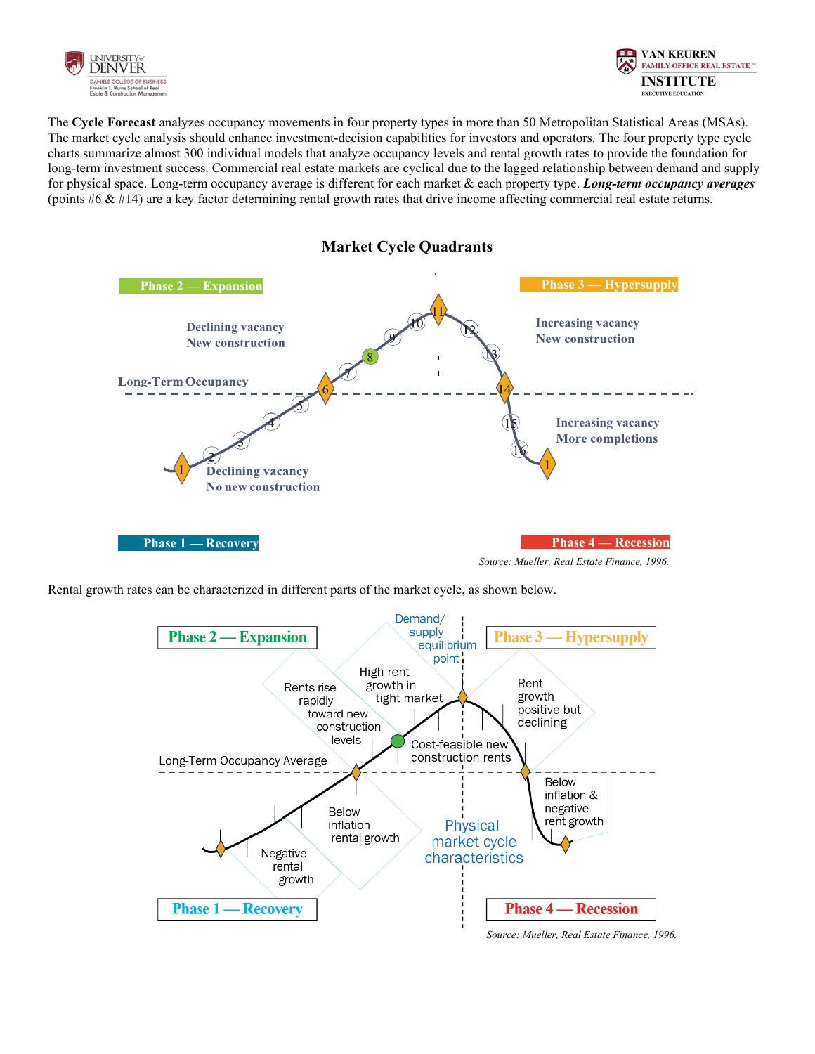The **Cycle Forecast** analyzes occupancy movements in four property types in more than 50 Metropolitan Statistical Areas (MSAs). The market cycle analysis should enhance investment-decision capabilities for investors and operators. The four property type cycle charts summarize almost 300 individual models that analyze occupancy levels and rental growth rates to provide the foundation for long-term investment success. Commercial real estate markets are cyclical due to the lagged relationship between demand and supply for physical space. Long-term occupancy average is different for each market & each property type. ***Long-term occupancy averages*** (points #6 & #14) are a key factor determining rental growth rates that drive income affecting commercial real estate returns.

## Market Cycle Quadrants

Phase 2 — Expansion: Declining vacancy, New construction

Phase 3 — Hypersupply: Increasing vacancy, New construction

Long-Term Occupancy

Phase 1 — Recovery: Declining vacancy, No new construction

Phase 4 — Recession: Increasing vacancy, More completions

*Source: Mueller, Real Estate Finance, 1996.*

Rental growth rates can be characterized in different parts of the market cycle, as shown below.

Phase 2 — Expansion: Rents rise rapidly toward new construction levels; High rent growth in tight market

Demand/supply equilibrium point

Phase 3 — Hypersupply: Rent growth positive but declining

Cost-feasible new construction rents

Long-Term Occupancy Average

Phase 1 — Recovery: Negative rental growth; Below inflation rental growth

Physical market cycle characteristics

Phase 4 — Recession: Below inflation & negative rent growth

*Source: Mueller, Real Estate Finance, 1996.*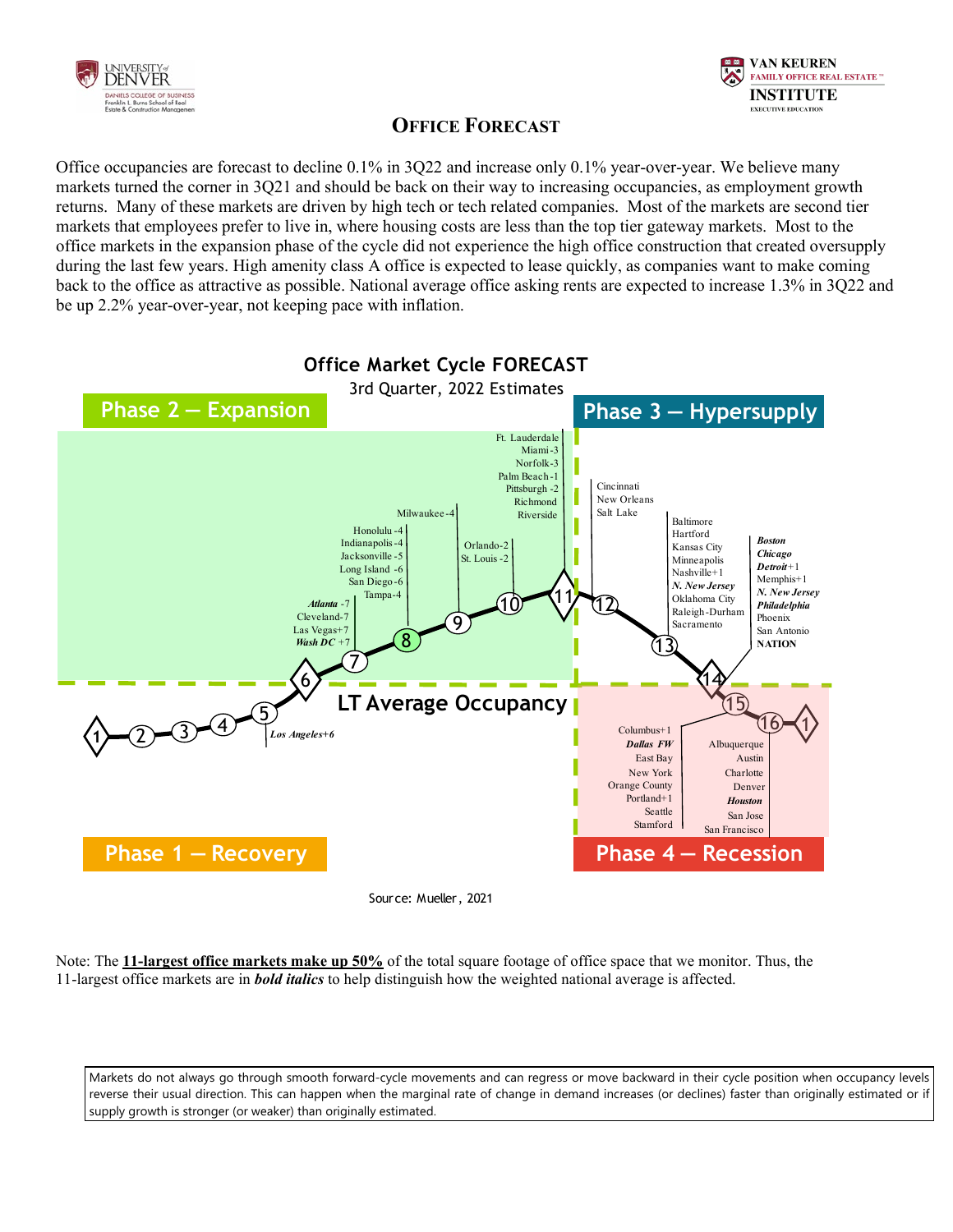## OFFICE FORECAST

Office occupancies are forecast to decline 0.1% in 3Q22 and increase only 0.1% year-over-year. We believe many markets turned the corner in 3Q21 and should be back on their way to increasing occupancies, as employment growth returns. Many of these markets are driven by high tech or tech related companies. Most of the markets are second tier markets that employees prefer to live in, where housing costs are less than the top tier gateway markets. Most to the office markets in the expansion phase of the cycle did not experience the high office construction that created oversupply during the last few years. High amenity class A office is expected to lease quickly, as companies want to make coming back to the office as attractive as possible. National average office asking rents are expected to increase 1.3% in 3Q22 and be up 2.2% year-over-year, not keeping pace with inflation.

**Office Market Cycle FORECAST**

3rd Quarter, 2022 Estimates

**Phase 1 — Recovery**

- 5: *Los Angeles*+6

**Phase 2 — Expansion**

- 6/7: ***Atlanta*** -7, Cleveland-7, Las Vegas+7, ***Wash DC*** +7
- 8: Honolulu-4, Indianapolis-4, Jacksonville-5, Long Island -6, San Diego-6, Tampa-4
- 9: Milwaukee-4
- 10: Orlando-2, St. Louis-2
- 11: Ft. Lauderdale, Miami-3, Norfolk-3, Palm Beach-1, Pittsburgh -2, Richmond, Riverside

**Phase 3 — Hypersupply**

- 12: Cincinnati, New Orleans, Salt Lake
- 13: Baltimore, Hartford, Kansas City, Minneapolis, Nashville+1, ***N. New Jersey***, Oklahoma City, Raleigh-Durham, Sacramento
- 14: ***Boston***, ***Chicago***, ***Detroit***+1, Memphis+1, ***N. New Jersey***, ***Philadelphia***, Phoenix, San Antonio, NATION

**Phase 4 — Recession**

- 15: Columbus+1, ***Dallas FW***, East Bay, New York, Orange County, Portland+1, Seattle, Stamford
- 16: Albuquerque, Austin, Charlotte, Denver, ***Houston***, San Jose, San Francisco

LT Average Occupancy

Source: Mueller, 2021

Note: The **11-largest office markets make up 50%** of the total square footage of office space that we monitor. Thus, the 11-largest office markets are in ***bold italics*** to help distinguish how the weighted national average is affected.

Markets do not always go through smooth forward-cycle movements and can regress or move backward in their cycle position when occupancy levels reverse their usual direction. This can happen when the marginal rate of change in demand increases (or declines) faster than originally estimated or if supply growth is stronger (or weaker) than originally estimated.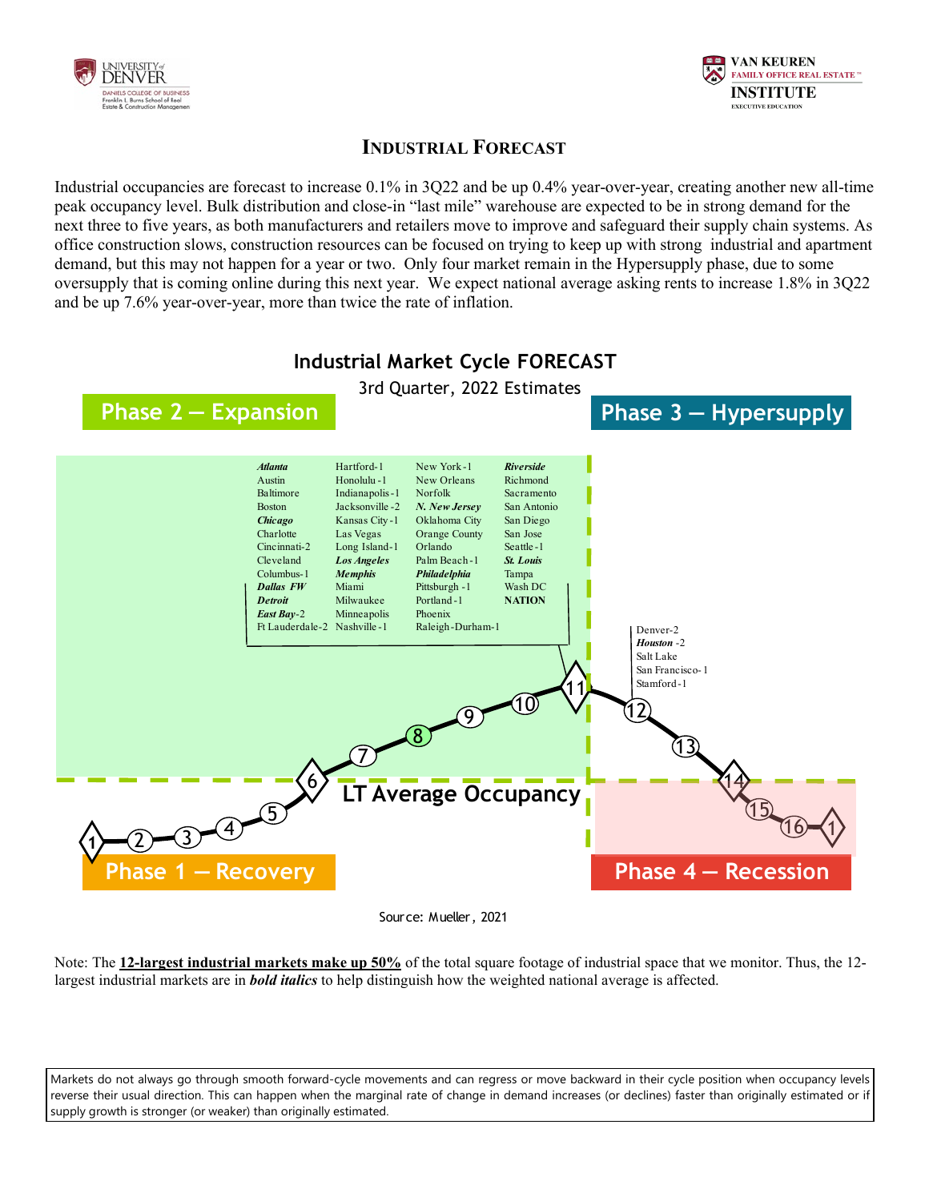## INDUSTRIAL FORECAST

Industrial occupancies are forecast to increase 0.1% in 3Q22 and be up 0.4% year-over-year, creating another new all-time peak occupancy level. Bulk distribution and close-in "last mile" warehouse are expected to be in strong demand for the next three to five years, as both manufacturers and retailers move to improve and safeguard their supply chain systems. As office construction slows, construction resources can be focused on trying to keep up with strong industrial and apartment demand, but this may not happen for a year or two. Only four market remain in the Hypersupply phase, due to some oversupply that is coming online during this next year. We expect national average asking rents to increase 1.8% in 3Q22 and be up 7.6% year-over-year, more than twice the rate of inflation.

### Industrial Market Cycle FORECAST

3rd Quarter, 2022 Estimates

**Phase 2 — Expansion** (Point 11):

***Atlanta***, Austin, Baltimore, Boston, ***Chicago***, Charlotte, Cincinnati-2, Cleveland, Columbus-1, ***Dallas FW***, ***Detroit***, ***East Bay***-2, Ft Lauderdale-2, Hartford-1, Honolulu-1, Indianapolis-1, Jacksonville-2, Kansas City-1, Las Vegas, Long Island-1, ***Los Angeles***, ***Memphis***, Miami, Milwaukee, Minneapolis, Nashville-1, New York-1, New Orleans, Norfolk, ***N. New Jersey***, Oklahoma City, Orange County, Orlando, Palm Beach-1, ***Philadelphia***, Pittsburgh-1, Portland-1, Phoenix, Raleigh-Durham-1, ***Riverside***, Richmond, Sacramento, San Antonio, San Diego, San Jose, Seattle-1, ***St. Louis***, Tampa, Wash DC, **NATION**

**Phase 3 — Hypersupply** (Point 12):

Denver-2, ***Houston*** -2, Salt Lake, San Francisco-1, Stamford-1

**Phase 1 — Recovery**

**Phase 4 — Recession**

LT Average Occupancy

Source: Mueller, 2021

Note: The **12-largest industrial markets make up 50%** of the total square footage of industrial space that we monitor. Thus, the 12-largest industrial markets are in ***bold italics*** to help distinguish how the weighted national average is affected.

Markets do not always go through smooth forward-cycle movements and can regress or move backward in their cycle position when occupancy levels reverse their usual direction. This can happen when the marginal rate of change in demand increases (or declines) faster than originally estimated or if supply growth is stronger (or weaker) than originally estimated.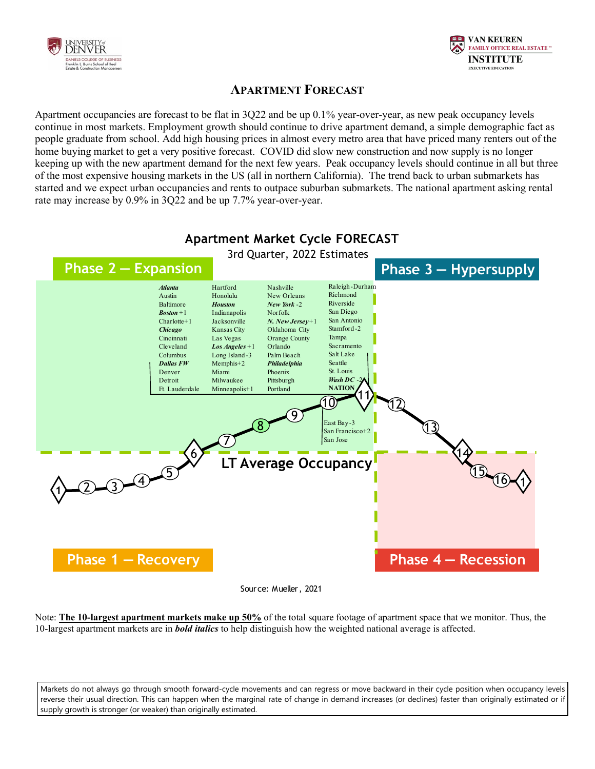## APARTMENT FORECAST

Apartment occupancies are forecast to be flat in 3Q22 and be up 0.1% year-over-year, as new peak occupancy levels continue in most markets. Employment growth should continue to drive apartment demand, a simple demographic fact as people graduate from school. Add high housing prices in almost every metro area that have priced many renters out of the home buying market to get a very positive forecast. COVID did slow new construction and now supply is no longer keeping up with the new apartment demand for the next few years. Peak occupancy levels should continue in all but three of the most expensive housing markets in the US (all in northern California). The trend back to urban submarkets has started and we expect urban occupancies and rents to outpace suburban submarkets. The national apartment asking rental rate may increase by 0.9% in 3Q22 and be up 7.7% year-over-year.

**Apartment Market Cycle FORECAST**
3rd Quarter, 2022 Estimates

Phase 1 — Recovery | Phase 2 — Expansion | Phase 3 — Hypersupply | Phase 4 — Recession

LT Average Occupancy

Point 11: ***Atlanta***, Austin, Baltimore, ***Boston*** +1, Charlotte+1, ***Chicago***, Cincinnati, Cleveland, Columbus, ***Dallas FW***, Denver, Detroit, Ft. Lauderdale, Hartford, Honolulu, ***Houston***, Indianapolis, Jacksonville, Kansas City, Las Vegas, ***Los Angeles*** +1, Long Island -3, Memphis+2, Miami, Milwaukee, Minneapolis+1, Nashville, New Orleans, ***New York*** -2, Norfolk, ***N. New Jersey***+1, Oklahoma City, Orange County, Orlando, Palm Beach, ***Philadelphia***, Phoenix, Pittsburgh, Portland, Raleigh-Durham, Richmond, Riverside, San Diego, San Antonio, Stamford -2, Tampa, Sacramento, Salt Lake, Seattle, St. Louis, ***Wash DC*** -2, **NATION**

Point 10: East Bay -3, San Francisco+2, San Jose

Source: Mueller, 2021

Note: **The 10-largest apartment markets make up 50%** of the total square footage of apartment space that we monitor. Thus, the 10-largest apartment markets are in ***bold italics*** to help distinguish how the weighted national average is affected.

Markets do not always go through smooth forward-cycle movements and can regress or move backward in their cycle position when occupancy levels reverse their usual direction. This can happen when the marginal rate of change in demand increases (or declines) faster than originally estimated or if supply growth is stronger (or weaker) than originally estimated.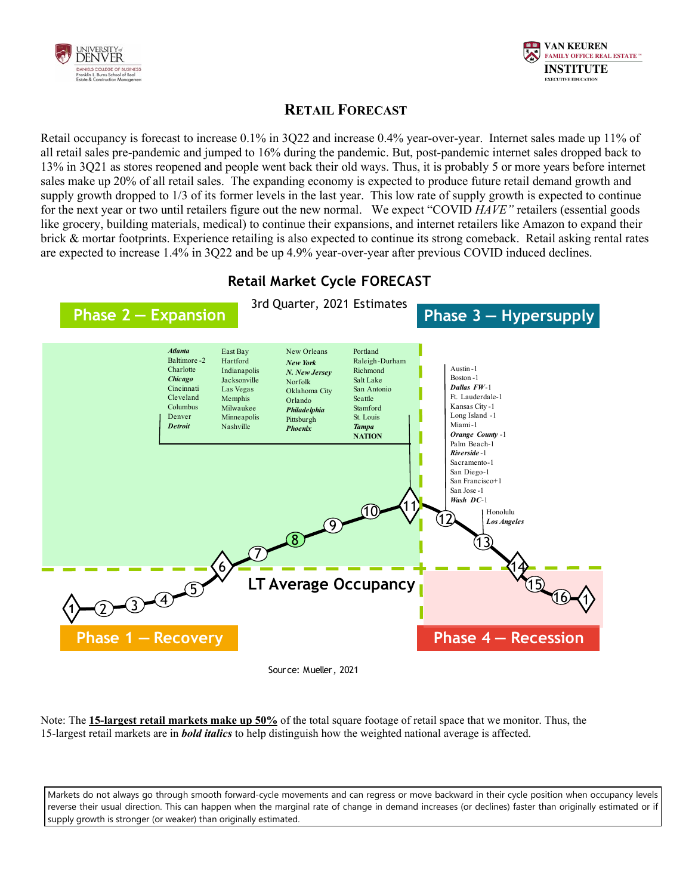## Retail Forecast

Retail occupancy is forecast to increase 0.1% in 3Q22 and increase 0.4% year-over-year. Internet sales made up 11% of all retail sales pre-pandemic and jumped to 16% during the pandemic. But, post-pandemic internet sales dropped back to 13% in 3Q21 as stores reopened and people went back their old ways. Thus, it is probably 5 or more years before internet sales make up 20% of all retail sales. The expanding economy is expected to produce future retail demand growth and supply growth dropped to 1/3 of its former levels in the last year. This low rate of supply growth is expected to continue for the next year or two until retailers figure out the new normal. We expect "COVID *HAVE"* retailers (essential goods like grocery, building materials, medical) to continue their expansions, and internet retailers like Amazon to expand their brick & mortar footprints. Experience retailing is also expected to continue its strong comeback. Retail asking rental rates are expected to increase 1.4% in 3Q22 and be up 4.9% year-over-year after previous COVID induced declines.

### Retail Market Cycle FORECAST

3rd Quarter, 2021 Estimates

**Phase 2 — Expansion**

Point 11: ***Atlanta***, Baltimore -2, Charlotte, ***Chicago***, Cincinnati, Cleveland, Columbus, Denver, ***Detroit***, East Bay, Hartford, Indianapolis, Jacksonville, Las Vegas, Memphis, Milwaukee, Minneapolis, Nashville, New Orleans, ***New York***, ***N. New Jersey***, Norfolk, Oklahoma City, Orlando, ***Philadelphia***, Pittsburgh, ***Phoenix***, Portland, Raleigh-Durham, Richmond, Salt Lake, San Antonio, Seattle, Stamford, St. Louis, ***Tampa***, **NATION**

**Phase 3 — Hypersupply**

Point 12: Austin -1, Boston -1, ***Dallas FW***-1, Ft. Lauderdale-1, Kansas City -1, Long Island -1, Miami -1, ***Orange County*** -1, Palm Beach-1, ***Riverside*** -1, Sacramento-1, San Diego-1, San Francisco+1, San Jose -1, ***Wash DC***-1

Point 13: Honolulu, ***Los Angeles***

LT Average Occupancy

**Phase 1 — Recovery**

**Phase 4 — Recession**

Source: Mueller, 2021

Note: The **15-largest retail markets make up 50%** of the total square footage of retail space that we monitor. Thus, the 15-largest retail markets are in ***bold italics*** to help distinguish how the weighted national average is affected.

Markets do not always go through smooth forward-cycle movements and can regress or move backward in their cycle position when occupancy levels reverse their usual direction. This can happen when the marginal rate of change in demand increases (or declines) faster than originally estimated or if supply growth is stronger (or weaker) than originally estimated.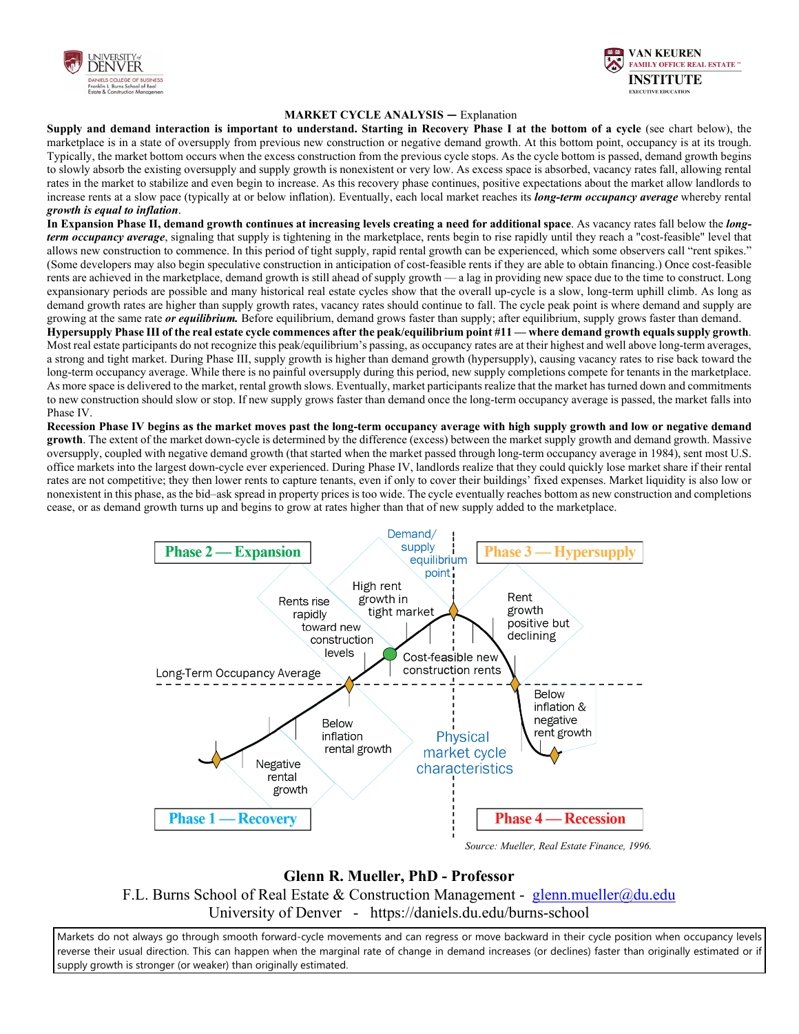**MARKET CYCLE ANALYSIS —** Explanation

**Supply and demand interaction is important to understand. Starting in Recovery Phase I at the bottom of a cycle** (see chart below), the marketplace is in a state of oversupply from previous new construction or negative demand growth. At this bottom point, occupancy is at its trough. Typically, the market bottom occurs when the excess construction from the previous cycle stops. As the cycle bottom is passed, demand growth begins to slowly absorb the existing oversupply and supply growth is nonexistent or very low. As excess space is absorbed, vacancy rates fall, allowing rental rates in the market to stabilize and even begin to increase. As this recovery phase continues, positive expectations about the market allow landlords to increase rents at a slow pace (typically at or below inflation). Eventually, each local market reaches its ***long-term occupancy average*** whereby rental ***growth is equal to inflation***.

**In Expansion Phase II, demand growth continues at increasing levels creating a need for additional space**. As vacancy rates fall below the ***long-term occupancy average***, signaling that supply is tightening in the marketplace, rents begin to rise rapidly until they reach a "cost-feasible" level that allows new construction to commence. In this period of tight supply, rapid rental growth can be experienced, which some observers call "rent spikes." (Some developers may also begin speculative construction in anticipation of cost-feasible rents if they are able to obtain financing.) Once cost-feasible rents are achieved in the marketplace, demand growth is still ahead of supply growth — a lag in providing new space due to the time to construct. Long expansionary periods are possible and many historical real estate cycles show that the overall up-cycle is a slow, long-term uphill climb. As long as demand growth rates are higher than supply growth rates, vacancy rates should continue to fall. The cycle peak point is where demand and supply are growing at the same rate ***or equilibrium.*** Before equilibrium, demand grows faster than supply; after equilibrium, supply grows faster than demand.

**Hypersupply Phase III of the real estate cycle commences after the peak/equilibrium point #11 — where demand growth equals supply growth**. Most real estate participants do not recognize this peak/equilibrium's passing, as occupancy rates are at their highest and well above long-term averages, a strong and tight market. During Phase III, supply growth is higher than demand growth (hypersupply), causing vacancy rates to rise back toward the long-term occupancy average. While there is no painful oversupply during this period, new supply completions compete for tenants in the marketplace. As more space is delivered to the market, rental growth slows. Eventually, market participants realize that the market has turned down and commitments to new construction should slow or stop. If new supply grows faster than demand once the long-term occupancy average is passed, the market falls into Phase IV.

**Recession Phase IV begins as the market moves past the long-term occupancy average with high supply growth and low or negative demand growth**. The extent of the market down-cycle is determined by the difference (excess) between the market supply growth and demand growth. Massive oversupply, coupled with negative demand growth (that started when the market passed through long-term occupancy average in 1984), sent most U.S. office markets into the largest down-cycle ever experienced. During Phase IV, landlords realize that they could quickly lose market share if their rental rates are not competitive; they then lower rents to capture tenants, even if only to cover their buildings' fixed expenses. Market liquidity is also low or nonexistent in this phase, as the bid–ask spread in property prices is too wide. The cycle eventually reaches bottom as new construction and completions cease, or as demand growth turns up and begins to grow at rates higher than that of new supply added to the marketplace.

Phase 2 — Expansion
Demand/supply equilibrium point
Phase 3 — Hypersupply
Rents rise rapidly toward new construction levels
High rent growth in tight market
Rent growth positive but declining
Cost-feasible new construction rents
Long-Term Occupancy Average
Below inflation rental growth
Below inflation & negative rent growth
Negative rental growth
Physical market cycle characteristics
Phase 1 — Recovery
Phase 4 — Recession

*Source: Mueller, Real Estate Finance, 1996.*

**Glenn R. Mueller, PhD - Professor**

F.L. Burns School of Real Estate & Construction Management - [glenn.mueller@du.edu](mailto:glenn.mueller@du.edu)

University of Denver - https://daniels.du.edu/burns-school

Markets do not always go through smooth forward-cycle movements and can regress or move backward in their cycle position when occupancy levels reverse their usual direction. This can happen when the marginal rate of change in demand increases (or declines) faster than originally estimated or if supply growth is stronger (or weaker) than originally estimated.